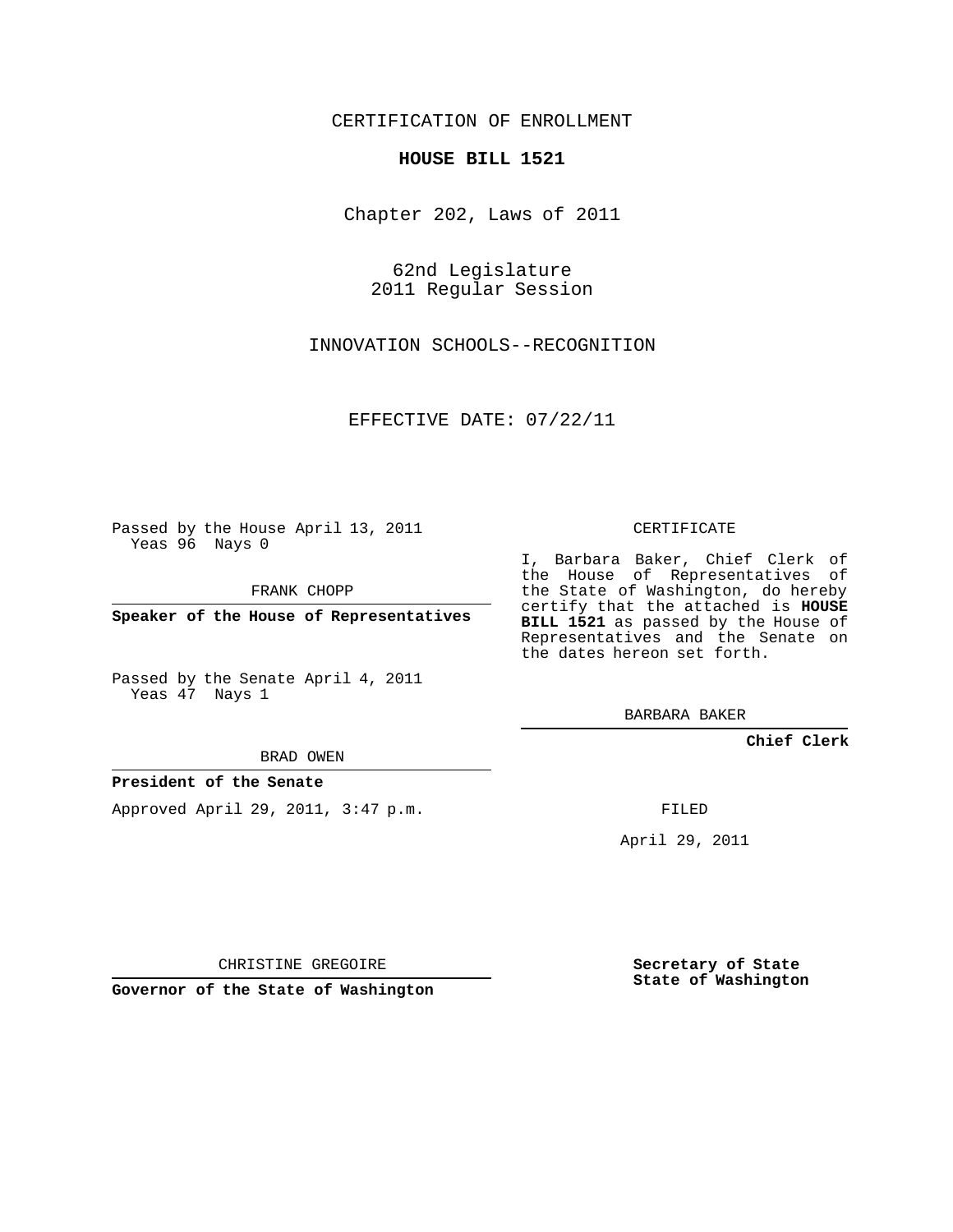CERTIFICATION OF ENROLLMENT

**HOUSE BILL 1521**

Chapter 202, Laws of 2011

62nd Legislature
2011 Regular Session

INNOVATION SCHOOLS--RECOGNITION

EFFECTIVE DATE: 07/22/11

Passed by the House April 13, 2011
Yeas 96 Nays 0

FRANK CHOPP

**Speaker of the House of Representatives**

Passed by the Senate April 4, 2011
Yeas 47 Nays 1

BRAD OWEN

**President of the Senate**

Approved April 29, 2011, 3:47 p.m.

CHRISTINE GREGOIRE

**Governor of the State of Washington**

CERTIFICATE

I, Barbara Baker, Chief Clerk of the House of Representatives of the State of Washington, do hereby certify that the attached is **HOUSE BILL 1521** as passed by the House of Representatives and the Senate on the dates hereon set forth.

BARBARA BAKER

**Chief Clerk**

FILED

April 29, 2011

**Secretary of State**
**State of Washington**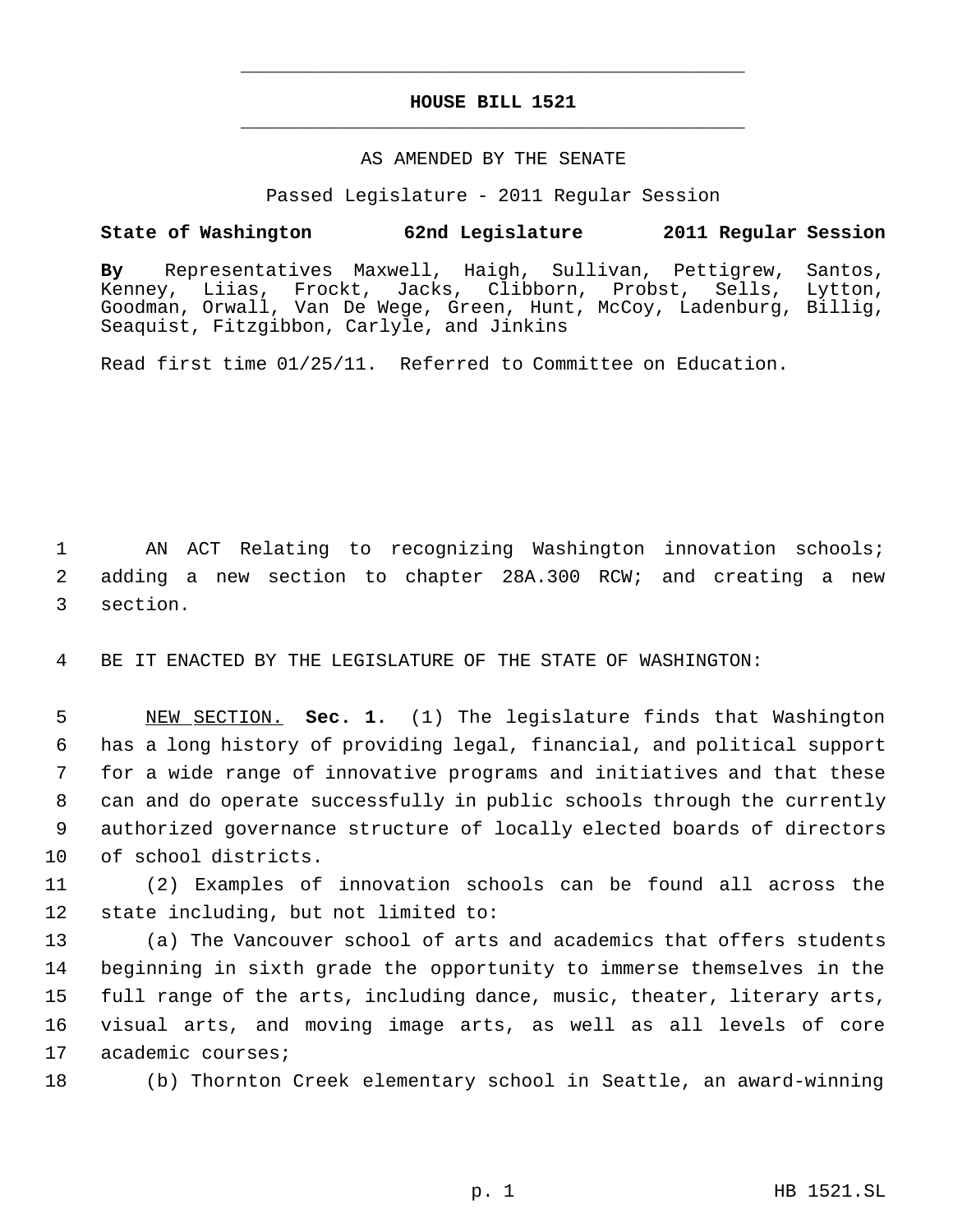# HOUSE BILL 1521

AS AMENDED BY THE SENATE

Passed Legislature - 2011 Regular Session

**State of Washington 62nd Legislature 2011 Regular Session**

**By** Representatives Maxwell, Haigh, Sullivan, Pettigrew, Santos, Kenney, Liias, Frockt, Jacks, Clibborn, Probst, Sells, Lytton, Goodman, Orwall, Van De Wege, Green, Hunt, McCoy, Ladenburg, Billig, Seaquist, Fitzgibbon, Carlyle, and Jinkins

Read first time 01/25/11. Referred to Committee on Education.

AN ACT Relating to recognizing Washington innovation schools; adding a new section to chapter 28A.300 RCW; and creating a new section.

BE IT ENACTED BY THE LEGISLATURE OF THE STATE OF WASHINGTON:

NEW SECTION. **Sec. 1.** (1) The legislature finds that Washington has a long history of providing legal, financial, and political support for a wide range of innovative programs and initiatives and that these can and do operate successfully in public schools through the currently authorized governance structure of locally elected boards of directors of school districts.

(2) Examples of innovation schools can be found all across the state including, but not limited to:

(a) The Vancouver school of arts and academics that offers students beginning in sixth grade the opportunity to immerse themselves in the full range of the arts, including dance, music, theater, literary arts, visual arts, and moving image arts, as well as all levels of core academic courses;

(b) Thornton Creek elementary school in Seattle, an award-winning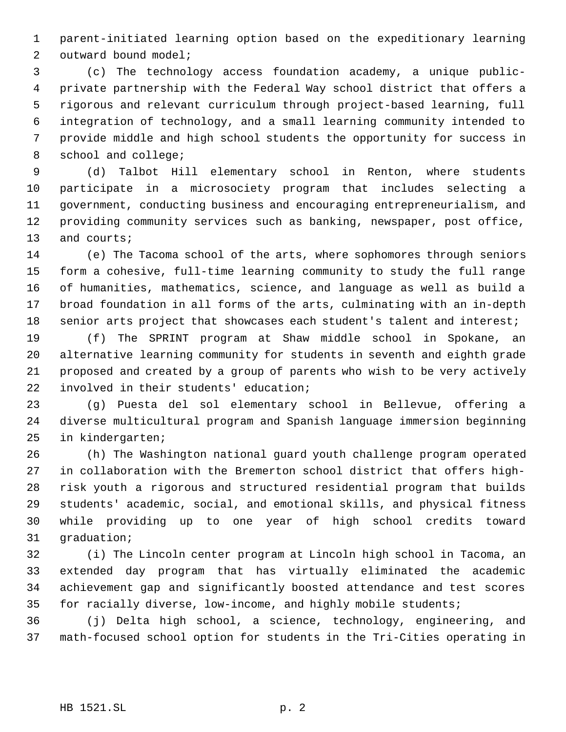parent-initiated learning option based on the expeditionary learning outward bound model;

(c) The technology access foundation academy, a unique public-private partnership with the Federal Way school district that offers a rigorous and relevant curriculum through project-based learning, full integration of technology, and a small learning community intended to provide middle and high school students the opportunity for success in school and college;

(d) Talbot Hill elementary school in Renton, where students participate in a microsociety program that includes selecting a government, conducting business and encouraging entrepreneurialism, and providing community services such as banking, newspaper, post office, and courts;

(e) The Tacoma school of the arts, where sophomores through seniors form a cohesive, full-time learning community to study the full range of humanities, mathematics, science, and language as well as build a broad foundation in all forms of the arts, culminating with an in-depth senior arts project that showcases each student's talent and interest;

(f) The SPRINT program at Shaw middle school in Spokane, an alternative learning community for students in seventh and eighth grade proposed and created by a group of parents who wish to be very actively involved in their students' education;

(g) Puesta del sol elementary school in Bellevue, offering a diverse multicultural program and Spanish language immersion beginning in kindergarten;

(h) The Washington national guard youth challenge program operated in collaboration with the Bremerton school district that offers high-risk youth a rigorous and structured residential program that builds students' academic, social, and emotional skills, and physical fitness while providing up to one year of high school credits toward graduation;

(i) The Lincoln center program at Lincoln high school in Tacoma, an extended day program that has virtually eliminated the academic achievement gap and significantly boosted attendance and test scores for racially diverse, low-income, and highly mobile students;

(j) Delta high school, a science, technology, engineering, and math-focused school option for students in the Tri-Cities operating in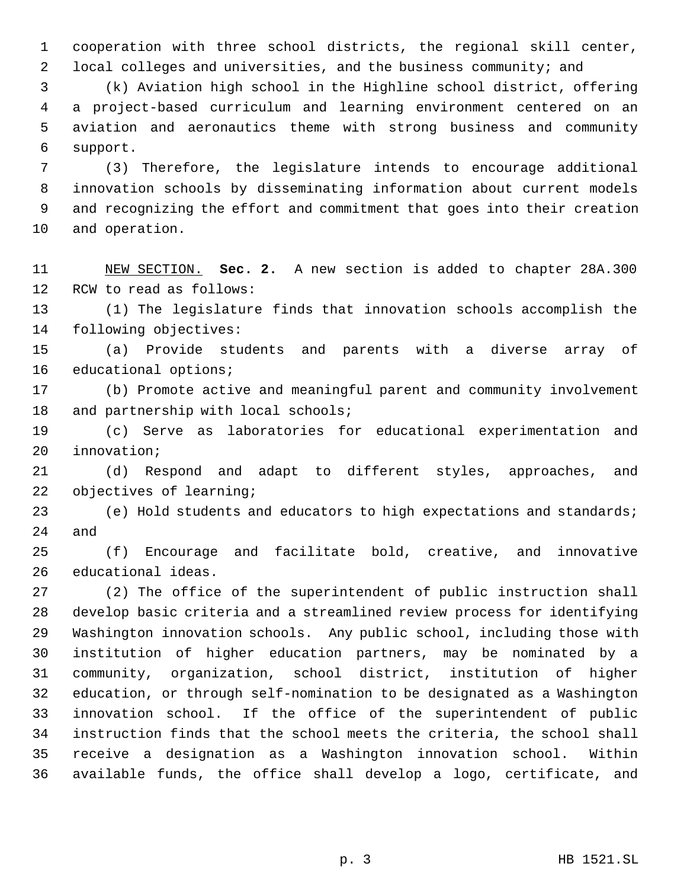cooperation with three school districts, the regional skill center, local colleges and universities, and the business community; and

(k) Aviation high school in the Highline school district, offering a project-based curriculum and learning environment centered on an aviation and aeronautics theme with strong business and community support.

(3) Therefore, the legislature intends to encourage additional innovation schools by disseminating information about current models and recognizing the effort and commitment that goes into their creation and operation.

NEW SECTION. **Sec. 2.** A new section is added to chapter 28A.300 RCW to read as follows:

(1) The legislature finds that innovation schools accomplish the following objectives:

(a) Provide students and parents with a diverse array of educational options;

(b) Promote active and meaningful parent and community involvement and partnership with local schools;

(c) Serve as laboratories for educational experimentation and innovation;

(d) Respond and adapt to different styles, approaches, and objectives of learning;

(e) Hold students and educators to high expectations and standards; and

(f) Encourage and facilitate bold, creative, and innovative educational ideas.

(2) The office of the superintendent of public instruction shall develop basic criteria and a streamlined review process for identifying Washington innovation schools. Any public school, including those with institution of higher education partners, may be nominated by a community, organization, school district, institution of higher education, or through self-nomination to be designated as a Washington innovation school. If the office of the superintendent of public instruction finds that the school meets the criteria, the school shall receive a designation as a Washington innovation school. Within available funds, the office shall develop a logo, certificate, and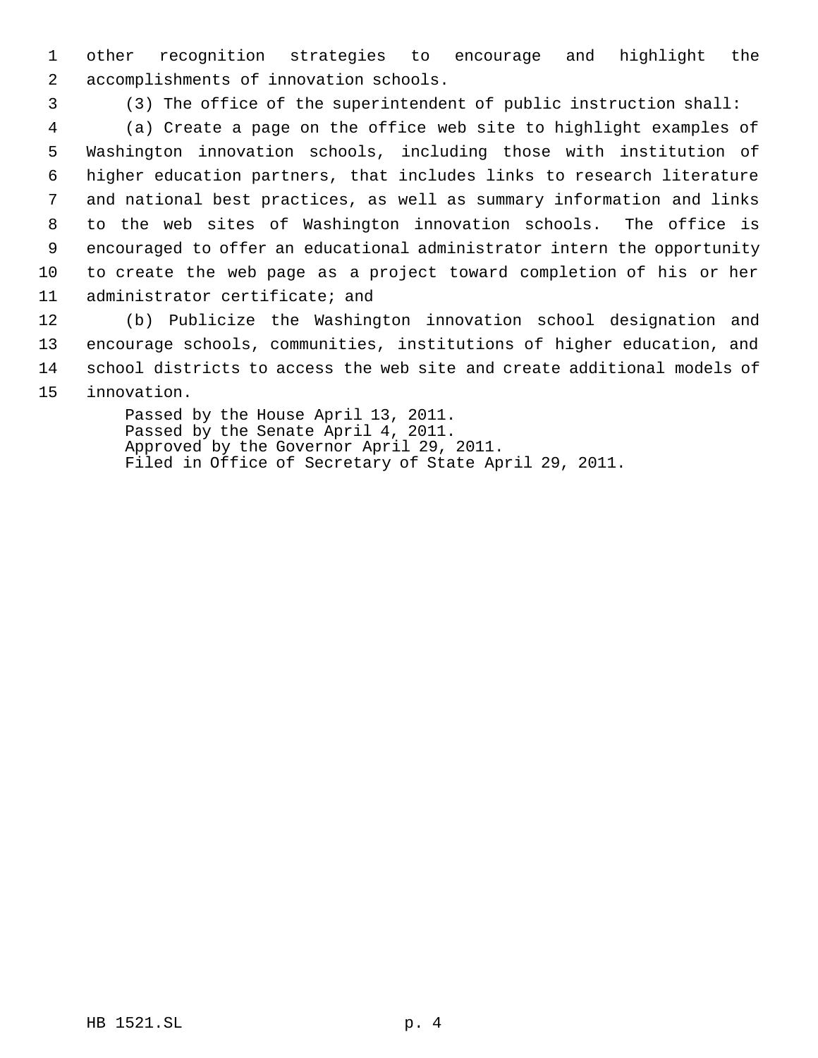other recognition strategies to encourage and highlight the accomplishments of innovation schools.

(3) The office of the superintendent of public instruction shall:

(a) Create a page on the office web site to highlight examples of Washington innovation schools, including those with institution of higher education partners, that includes links to research literature and national best practices, as well as summary information and links to the web sites of Washington innovation schools. The office is encouraged to offer an educational administrator intern the opportunity to create the web page as a project toward completion of his or her administrator certificate; and

(b) Publicize the Washington innovation school designation and encourage schools, communities, institutions of higher education, and school districts to access the web site and create additional models of innovation.

Passed by the House April 13, 2011.
Passed by the Senate April 4, 2011.
Approved by the Governor April 29, 2011.
Filed in Office of Secretary of State April 29, 2011.